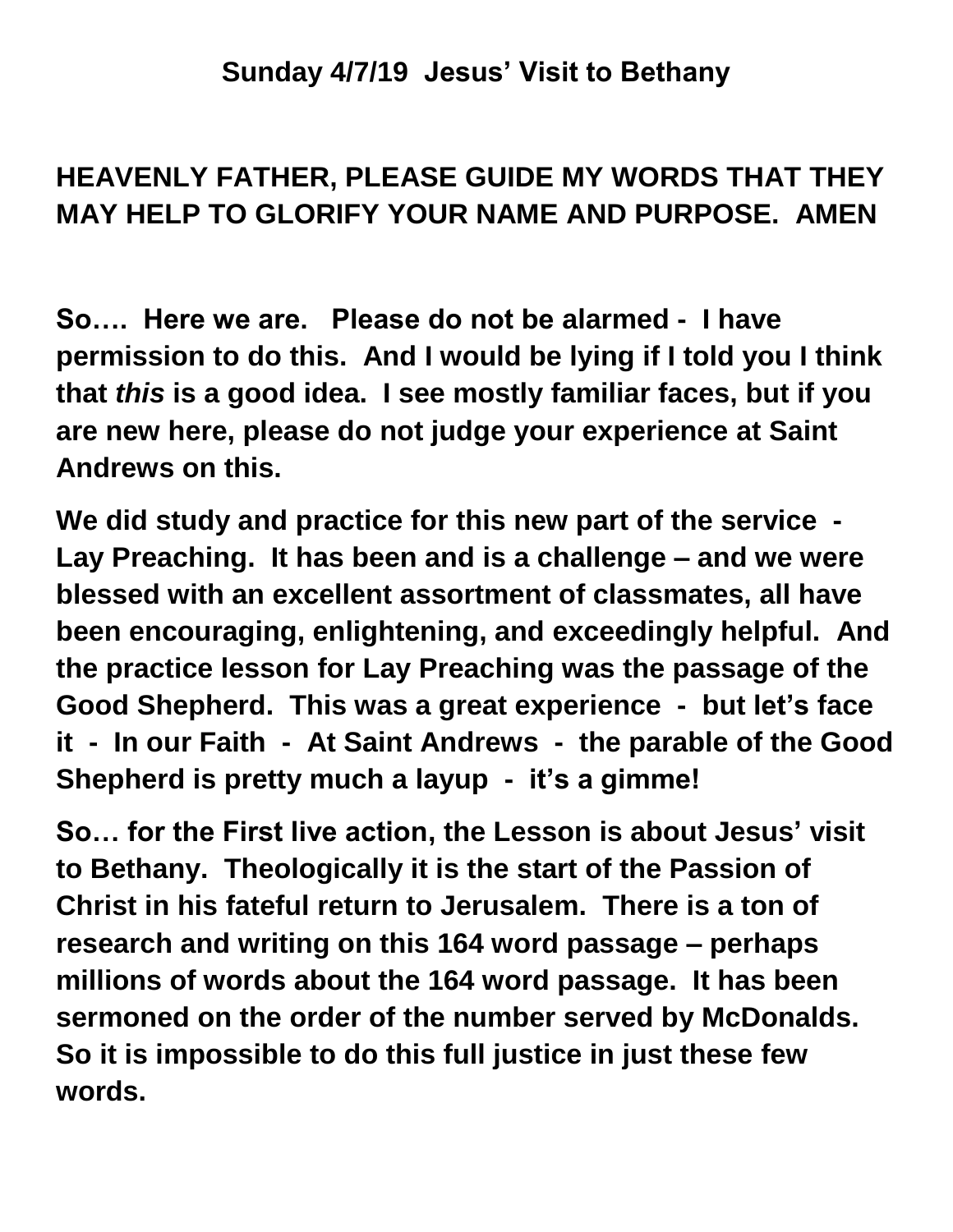## Sunday 4/7/19  Jesus' Visit to Bethany

**HEAVENLY FATHER, PLEASE GUIDE MY WORDS THAT THEY MAY HELP TO GLORIFY YOUR NAME AND PURPOSE.  AMEN**

**So….  Here we are.   Please do not be alarmed -  I have permission to do this.  And I would be lying if I told you I think that *this* is a good idea.  I see mostly familiar faces, but if you are new here, please do not judge your experience at Saint Andrews on this.**

**We did study and practice for this new part of the service  -  Lay Preaching.  It has been and is a challenge – and we were blessed with an excellent assortment of classmates, all have been encouraging, enlightening, and exceedingly helpful.  And the practice lesson for Lay Preaching was the passage of the Good Shepherd.  This was a great experience  -  but let's face it  -  In our Faith  -  At Saint Andrews  -  the parable of the Good Shepherd is pretty much a layup  -  it's a gimme!**

**So… for the First live action, the Lesson is about Jesus' visit to Bethany.  Theologically it is the start of the Passion of Christ in his fateful return to Jerusalem.  There is a ton of research and writing on this 164 word passage – perhaps millions of words about the 164 word passage.  It has been sermoned on the order of the number served by McDonalds.  So it is impossible to do this full justice in just these few words.**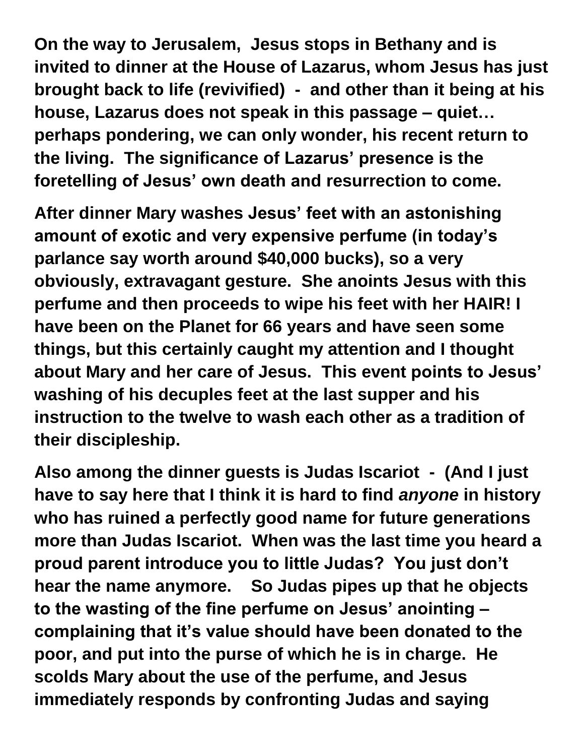**On the way to Jerusalem, Jesus stops in Bethany and is invited to dinner at the House of Lazarus, whom Jesus has just brought back to life (revivified) - and other than it being at his house, Lazarus does not speak in this passage – quiet… perhaps pondering, we can only wonder, his recent return to the living. The significance of Lazarus' presence is the foretelling of Jesus' own death and resurrection to come.**

**After dinner Mary washes Jesus' feet with an astonishing amount of exotic and very expensive perfume (in today's parlance say worth around $40,000 bucks), so a very obviously, extravagant gesture. She anoints Jesus with this perfume and then proceeds to wipe his feet with her HAIR! I have been on the Planet for 66 years and have seen some things, but this certainly caught my attention and I thought about Mary and her care of Jesus. This event points to Jesus' washing of his decuples feet at the last supper and his instruction to the twelve to wash each other as a tradition of their discipleship.**

**Also among the dinner guests is Judas Iscariot - (And I just have to say here that I think it is hard to find *anyone* in history who has ruined a perfectly good name for future generations more than Judas Iscariot. When was the last time you heard a proud parent introduce you to little Judas? You just don't hear the name anymore. So Judas pipes up that he objects to the wasting of the fine perfume on Jesus' anointing – complaining that it's value should have been donated to the poor, and put into the purse of which he is in charge. He scolds Mary about the use of the perfume, and Jesus immediately responds by confronting Judas and saying**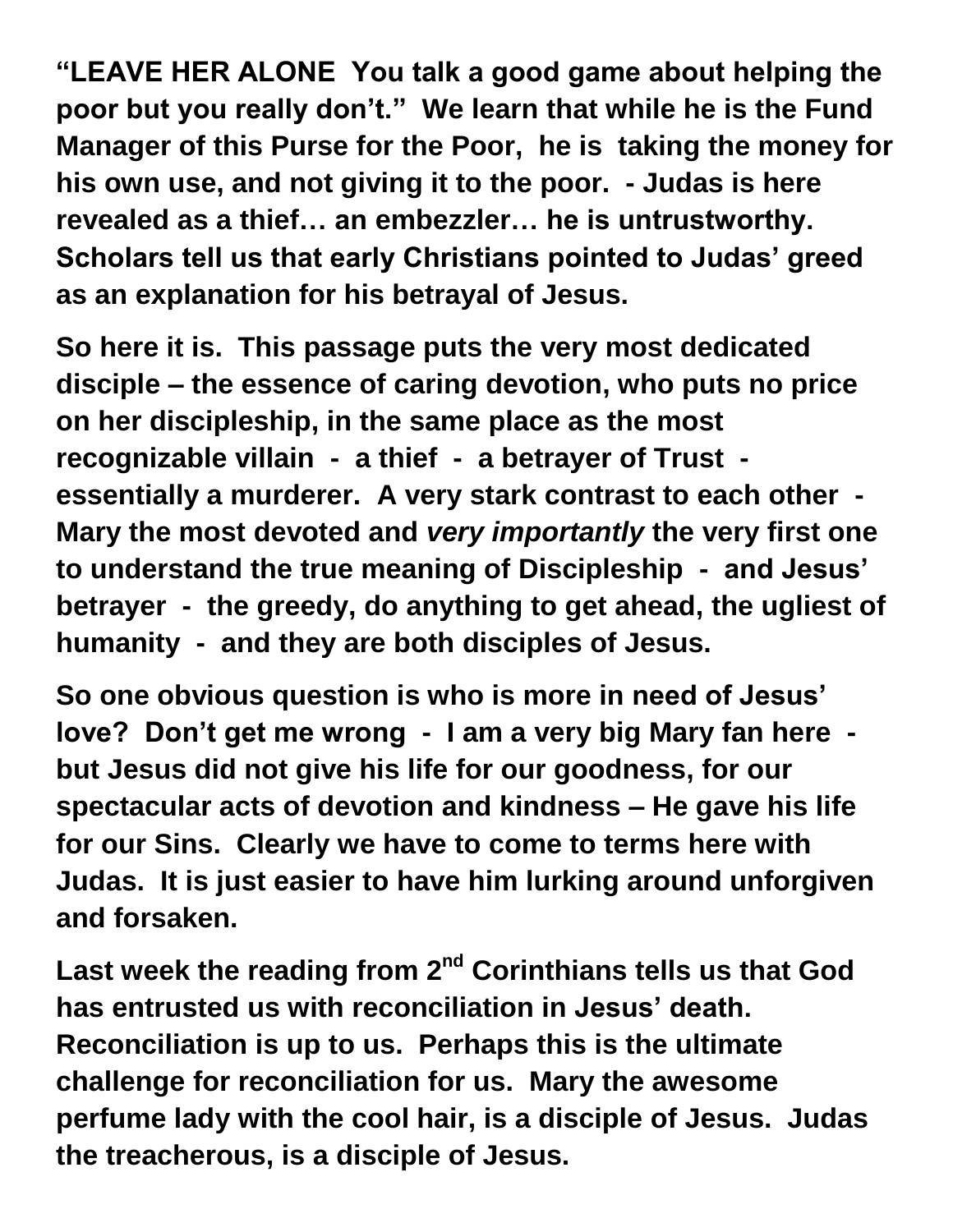**"LEAVE HER ALONE You talk a good game about helping the poor but you really don't." We learn that while he is the Fund Manager of this Purse for the Poor, he is taking the money for his own use, and not giving it to the poor. - Judas is here revealed as a thief… an embezzler… he is untrustworthy. Scholars tell us that early Christians pointed to Judas' greed as an explanation for his betrayal of Jesus.**

**So here it is. This passage puts the very most dedicated disciple – the essence of caring devotion, who puts no price on her discipleship, in the same place as the most recognizable villain - a thief - a betrayer of Trust - essentially a murderer. A very stark contrast to each other - Mary the most devoted and *very importantly* the very first one to understand the true meaning of Discipleship - and Jesus' betrayer - the greedy, do anything to get ahead, the ugliest of humanity - and they are both disciples of Jesus.**

**So one obvious question is who is more in need of Jesus' love? Don't get me wrong - I am a very big Mary fan here - but Jesus did not give his life for our goodness, for our spectacular acts of devotion and kindness – He gave his life for our Sins. Clearly we have to come to terms here with Judas. It is just easier to have him lurking around unforgiven and forsaken.**

**Last week the reading from 2nd Corinthians tells us that God has entrusted us with reconciliation in Jesus' death. Reconciliation is up to us. Perhaps this is the ultimate challenge for reconciliation for us. Mary the awesome perfume lady with the cool hair, is a disciple of Jesus. Judas the treacherous, is a disciple of Jesus.**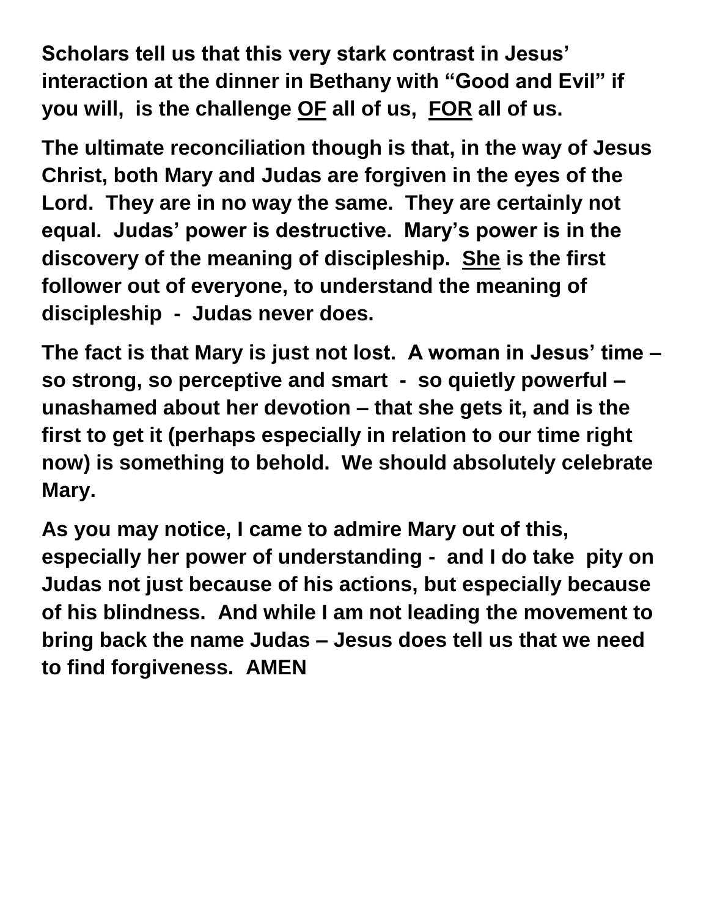**Scholars tell us that this very stark contrast in Jesus' interaction at the dinner in Bethany with "Good and Evil" if you will, is the challenge <u>OF</u> all of us, <u>FOR</u> all of us.**

**The ultimate reconciliation though is that, in the way of Jesus Christ, both Mary and Judas are forgiven in the eyes of the Lord. They are in no way the same. They are certainly not equal. Judas' power is destructive. Mary's power is in the discovery of the meaning of discipleship. <u>She</u> is the first follower out of everyone, to understand the meaning of discipleship - Judas never does.**

**The fact is that Mary is just not lost. A woman in Jesus' time – so strong, so perceptive and smart - so quietly powerful – unashamed about her devotion – that she gets it, and is the first to get it (perhaps especially in relation to our time right now) is something to behold. We should absolutely celebrate Mary.**

**As you may notice, I came to admire Mary out of this, especially her power of understanding - and I do take pity on Judas not just because of his actions, but especially because of his blindness. And while I am not leading the movement to bring back the name Judas – Jesus does tell us that we need to find forgiveness. AMEN**